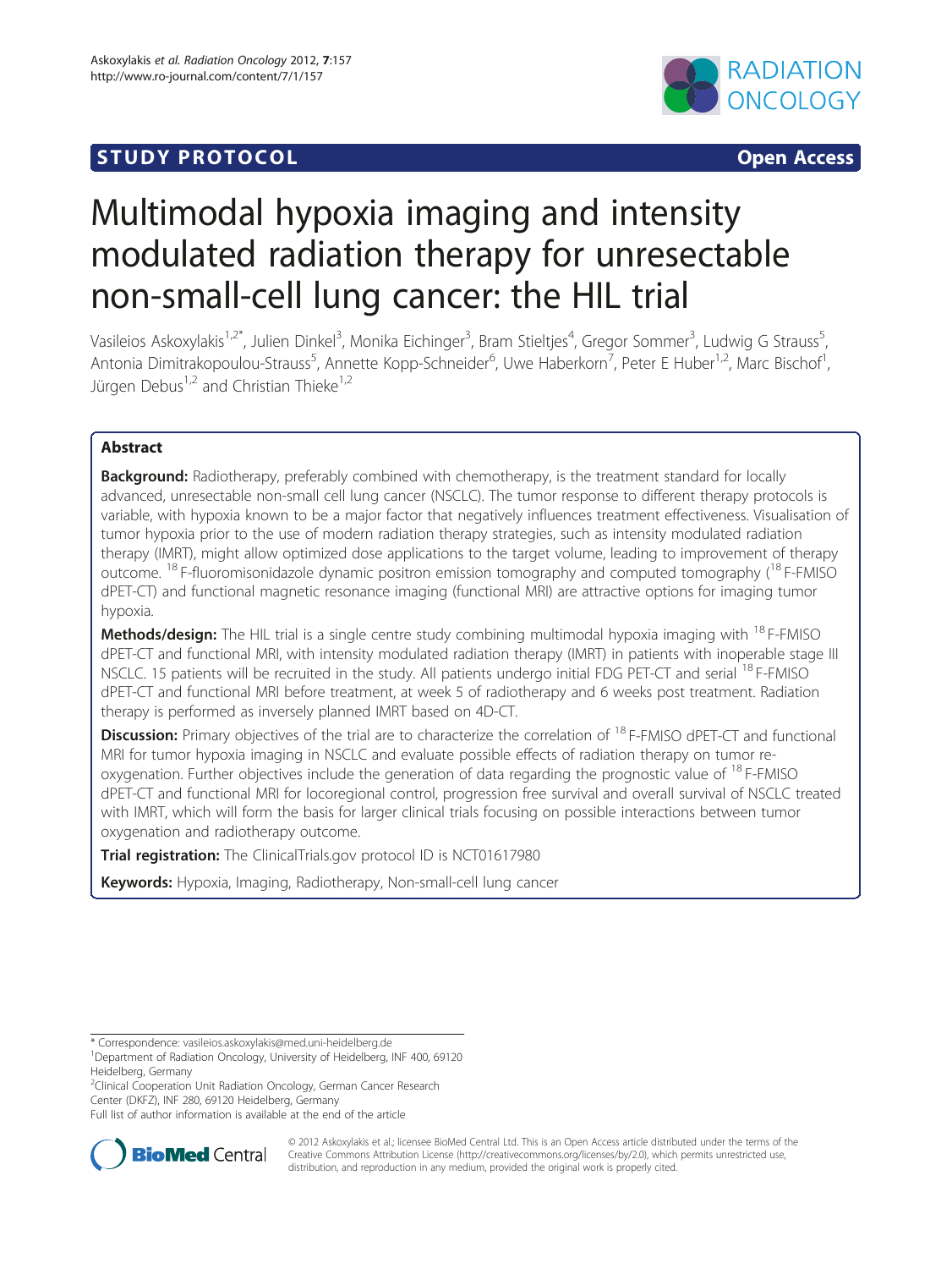STUDY PROTOCOL Open Access

# Multimodal hypoxia imaging and intensity modulated radiation therapy for unresectable non-small-cell lung cancer: the HIL trial

Vasileios Askoxylakis[1,2*], Julien Dinkel[3], Monika Eichinger[3], Bram Stieltjes[4], Gregor Sommer[3], Ludwig G Strauss[5], Antonia Dimitrakopoulou-Strauss[5], Annette Kopp-Schneider[6], Uwe Haberkorn[7], Peter E Huber[1,2], Marc Bischof[1], Jürgen Debus[1,2] and Christian Thieke[1,2]

## Abstract

**Background:** Radiotherapy, preferably combined with chemotherapy, is the treatment standard for locally advanced, unresectable non-small cell lung cancer (NSCLC). The tumor response to different therapy protocols is variable, with hypoxia known to be a major factor that negatively influences treatment effectiveness. Visualisation of tumor hypoxia prior to the use of modern radiation therapy strategies, such as intensity modulated radiation therapy (IMRT), might allow optimized dose applications to the target volume, leading to improvement of therapy outcome. $^{18}$F-fluoromisonidazole dynamic positron emission tomography and computed tomography ($^{18}$F-FMISO dPET-CT) and functional magnetic resonance imaging (functional MRI) are attractive options for imaging tumor hypoxia.

**Methods/design:** The HIL trial is a single centre study combining multimodal hypoxia imaging with $^{18}$F-FMISO dPET-CT and functional MRI, with intensity modulated radiation therapy (IMRT) in patients with inoperable stage III NSCLC. 15 patients will be recruited in the study. All patients undergo initial FDG PET-CT and serial $^{18}$F-FMISO dPET-CT and functional MRI before treatment, at week 5 of radiotherapy and 6 weeks post treatment. Radiation therapy is performed as inversely planned IMRT based on 4D-CT.

**Discussion:** Primary objectives of the trial are to characterize the correlation of $^{18}$F-FMISO dPET-CT and functional MRI for tumor hypoxia imaging in NSCLC and evaluate possible effects of radiation therapy on tumor re-oxygenation. Further objectives include the generation of data regarding the prognostic value of $^{18}$F-FMISO dPET-CT and functional MRI for locoregional control, progression free survival and overall survival of NSCLC treated with IMRT, which will form the basis for larger clinical trials focusing on possible interactions between tumor oxygenation and radiotherapy outcome.

**Trial registration:** The ClinicalTrials.gov protocol ID is NCT01617980

**Keywords:** Hypoxia, Imaging, Radiotherapy, Non-small-cell lung cancer

\* Correspondence: vasileios.askoxylakis@med.uni-heidelberg.de
[1]Department of Radiation Oncology, University of Heidelberg, INF 400, 69120 Heidelberg, Germany
[2]Clinical Cooperation Unit Radiation Oncology, German Cancer Research Center (DKFZ), INF 280, 69120 Heidelberg, Germany
Full list of author information is available at the end of the article

© 2012 Askoxylakis et al.; licensee BioMed Central Ltd. This is an Open Access article distributed under the terms of the Creative Commons Attribution License (http://creativecommons.org/licenses/by/2.0), which permits unrestricted use, distribution, and reproduction in any medium, provided the original work is properly cited.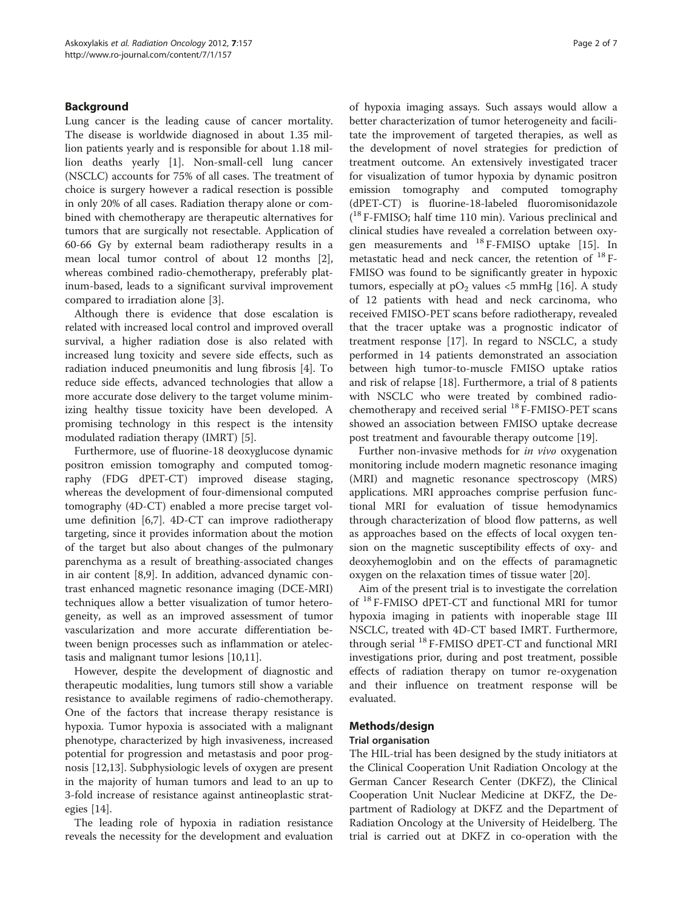## Background

Lung cancer is the leading cause of cancer mortality. The disease is worldwide diagnosed in about 1.35 million patients yearly and is responsible for about 1.18 million deaths yearly [1]. Non-small-cell lung cancer (NSCLC) accounts for 75% of all cases. The treatment of choice is surgery however a radical resection is possible in only 20% of all cases. Radiation therapy alone or combined with chemotherapy are therapeutic alternatives for tumors that are surgically not resectable. Application of 60-66 Gy by external beam radiotherapy results in a mean local tumor control of about 12 months [2], whereas combined radio-chemotherapy, preferably platinum-based, leads to a significant survival improvement compared to irradiation alone [3].

Although there is evidence that dose escalation is related with increased local control and improved overall survival, a higher radiation dose is also related with increased lung toxicity and severe side effects, such as radiation induced pneumonitis and lung fibrosis [4]. To reduce side effects, advanced technologies that allow a more accurate dose delivery to the target volume minimizing healthy tissue toxicity have been developed. A promising technology in this respect is the intensity modulated radiation therapy (IMRT) [5].

Furthermore, use of fluorine-18 deoxyglucose dynamic positron emission tomography and computed tomography (FDG dPET-CT) improved disease staging, whereas the development of four-dimensional computed tomography (4D-CT) enabled a more precise target volume definition [6,7]. 4D-CT can improve radiotherapy targeting, since it provides information about the motion of the target but also about changes of the pulmonary parenchyma as a result of breathing-associated changes in air content [8,9]. In addition, advanced dynamic contrast enhanced magnetic resonance imaging (DCE-MRI) techniques allow a better visualization of tumor heterogeneity, as well as an improved assessment of tumor vascularization and more accurate differentiation between benign processes such as inflammation or atelectasis and malignant tumor lesions [10,11].

However, despite the development of diagnostic and therapeutic modalities, lung tumors still show a variable resistance to available regimens of radio-chemotherapy. One of the factors that increase therapy resistance is hypoxia. Tumor hypoxia is associated with a malignant phenotype, characterized by high invasiveness, increased potential for progression and metastasis and poor prognosis [12,13]. Subphysiologic levels of oxygen are present in the majority of human tumors and lead to an up to 3-fold increase of resistance against antineoplastic strategies [14].

The leading role of hypoxia in radiation resistance reveals the necessity for the development and evaluation of hypoxia imaging assays. Such assays would allow a better characterization of tumor heterogeneity and facilitate the improvement of targeted therapies, as well as the development of novel strategies for prediction of treatment outcome. An extensively investigated tracer for visualization of tumor hypoxia by dynamic positron emission tomography and computed tomography (dPET-CT) is fluorine-18-labeled fluoromisonidazole ($^{18}$F-FMISO; half time 110 min). Various preclinical and clinical studies have revealed a correlation between oxygen measurements and $^{18}$F-FMISO uptake [15]. In metastatic head and neck cancer, the retention of $^{18}$F-FMISO was found to be significantly greater in hypoxic tumors, especially at $pO_2$ values <5 mmHg [16]. A study of 12 patients with head and neck carcinoma, who received FMISO-PET scans before radiotherapy, revealed that the tracer uptake was a prognostic indicator of treatment response [17]. In regard to NSCLC, a study performed in 14 patients demonstrated an association between high tumor-to-muscle FMISO uptake ratios and risk of relapse [18]. Furthermore, a trial of 8 patients with NSCLC who were treated by combined radio-chemotherapy and received serial $^{18}$F-FMISO-PET scans showed an association between FMISO uptake decrease post treatment and favourable therapy outcome [19].

Further non-invasive methods for *in vivo* oxygenation monitoring include modern magnetic resonance imaging (MRI) and magnetic resonance spectroscopy (MRS) applications. MRI approaches comprise perfusion functional MRI for evaluation of tissue hemodynamics through characterization of blood flow patterns, as well as approaches based on the effects of local oxygen tension on the magnetic susceptibility effects of oxy- and deoxyhemoglobin and on the effects of paramagnetic oxygen on the relaxation times of tissue water [20].

Aim of the present trial is to investigate the correlation of $^{18}$F-FMISO dPET-CT and functional MRI for tumor hypoxia imaging in patients with inoperable stage III NSCLC, treated with 4D-CT based IMRT. Furthermore, through serial $^{18}$F-FMISO dPET-CT and functional MRI investigations prior, during and post treatment, possible effects of radiation therapy on tumor re-oxygenation and their influence on treatment response will be evaluated.

## Methods/design

### Trial organisation

The HIL-trial has been designed by the study initiators at the Clinical Cooperation Unit Radiation Oncology at the German Cancer Research Center (DKFZ), the Clinical Cooperation Unit Nuclear Medicine at DKFZ, the Department of Radiology at DKFZ and the Department of Radiation Oncology at the University of Heidelberg. The trial is carried out at DKFZ in co-operation with the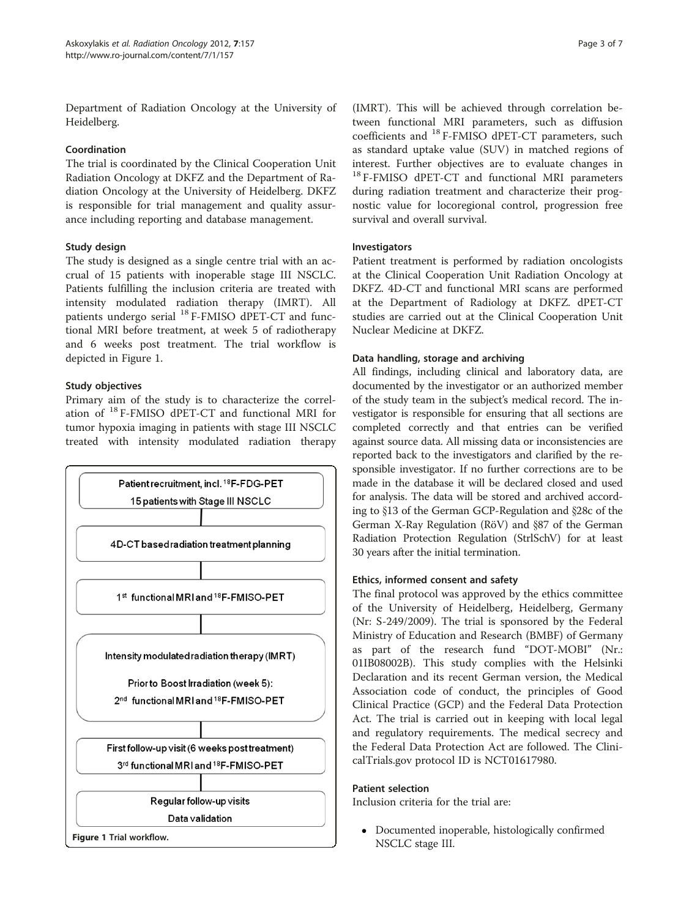Department of Radiation Oncology at the University of Heidelberg.

### Coordination

The trial is coordinated by the Clinical Cooperation Unit Radiation Oncology at DKFZ and the Department of Radiation Oncology at the University of Heidelberg. DKFZ is responsible for trial management and quality assurance including reporting and database management.

### Study design

The study is designed as a single centre trial with an accrual of 15 patients with inoperable stage III NSCLC. Patients fulfilling the inclusion criteria are treated with intensity modulated radiation therapy (IMRT). All patients undergo serial $^{18}$F-FMISO dPET-CT and functional MRI before treatment, at week 5 of radiotherapy and 6 weeks post treatment. The trial workflow is depicted in Figure 1.

### Study objectives

Primary aim of the study is to characterize the correlation of $^{18}$F-FMISO dPET-CT and functional MRI for tumor hypoxia imaging in patients with stage III NSCLC treated with intensity modulated radiation therapy (IMRT). This will be achieved through correlation between functional MRI parameters, such as diffusion coefficients and $^{18}$F-FMISO dPET-CT parameters, such as standard uptake value (SUV) in matched regions of interest. Further objectives are to evaluate changes in $^{18}$F-FMISO dPET-CT and functional MRI parameters during radiation treatment and characterize their prognostic value for locoregional control, progression free survival and overall survival.

Patient recruitment, incl. $^{18}$F-FDG-PET
15 patients with Stage III NSCLC

4D-CT based radiation treatment planning

1st functional MRI and $^{18}$F-FMISO-PET

Intensity modulated radiation therapy (IMRT)
Prior to Boost Irradiation (week 5):
2nd functional MRI and $^{18}$F-FMISO-PET

First follow-up visit (6 weeks post treatment)
3rd functional MRI and $^{18}$F-FMISO-PET

Regular follow-up visits
Data validation

**Figure 1** Trial workflow.

### Investigators

Patient treatment is performed by radiation oncologists at the Clinical Cooperation Unit Radiation Oncology at DKFZ. 4D-CT and functional MRI scans are performed at the Department of Radiology at DKFZ. dPET-CT studies are carried out at the Clinical Cooperation Unit Nuclear Medicine at DKFZ.

### Data handling, storage and archiving

All findings, including clinical and laboratory data, are documented by the investigator or an authorized member of the study team in the subject's medical record. The investigator is responsible for ensuring that all sections are completed correctly and that entries can be verified against source data. All missing data or inconsistencies are reported back to the investigators and clarified by the responsible investigator. If no further corrections are to be made in the database it will be declared closed and used for analysis. The data will be stored and archived according to §13 of the German GCP-Regulation and §28c of the German X-Ray Regulation (RöV) and §87 of the German Radiation Protection Regulation (StrlSchV) for at least 30 years after the initial termination.

### Ethics, informed consent and safety

The final protocol was approved by the ethics committee of the University of Heidelberg, Heidelberg, Germany (Nr: S-249/2009). The trial is sponsored by the Federal Ministry of Education and Research (BMBF) of Germany as part of the research fund "DOT-MOBI" (Nr.: 01IB08002B). This study complies with the Helsinki Declaration and its recent German version, the Medical Association code of conduct, the principles of Good Clinical Practice (GCP) and the Federal Data Protection Act. The trial is carried out in keeping with local legal and regulatory requirements. The medical secrecy and the Federal Data Protection Act are followed. The ClinicalTrials.gov protocol ID is NCT01617980.

### Patient selection

Inclusion criteria for the trial are:

- Documented inoperable, histologically confirmed NSCLC stage III.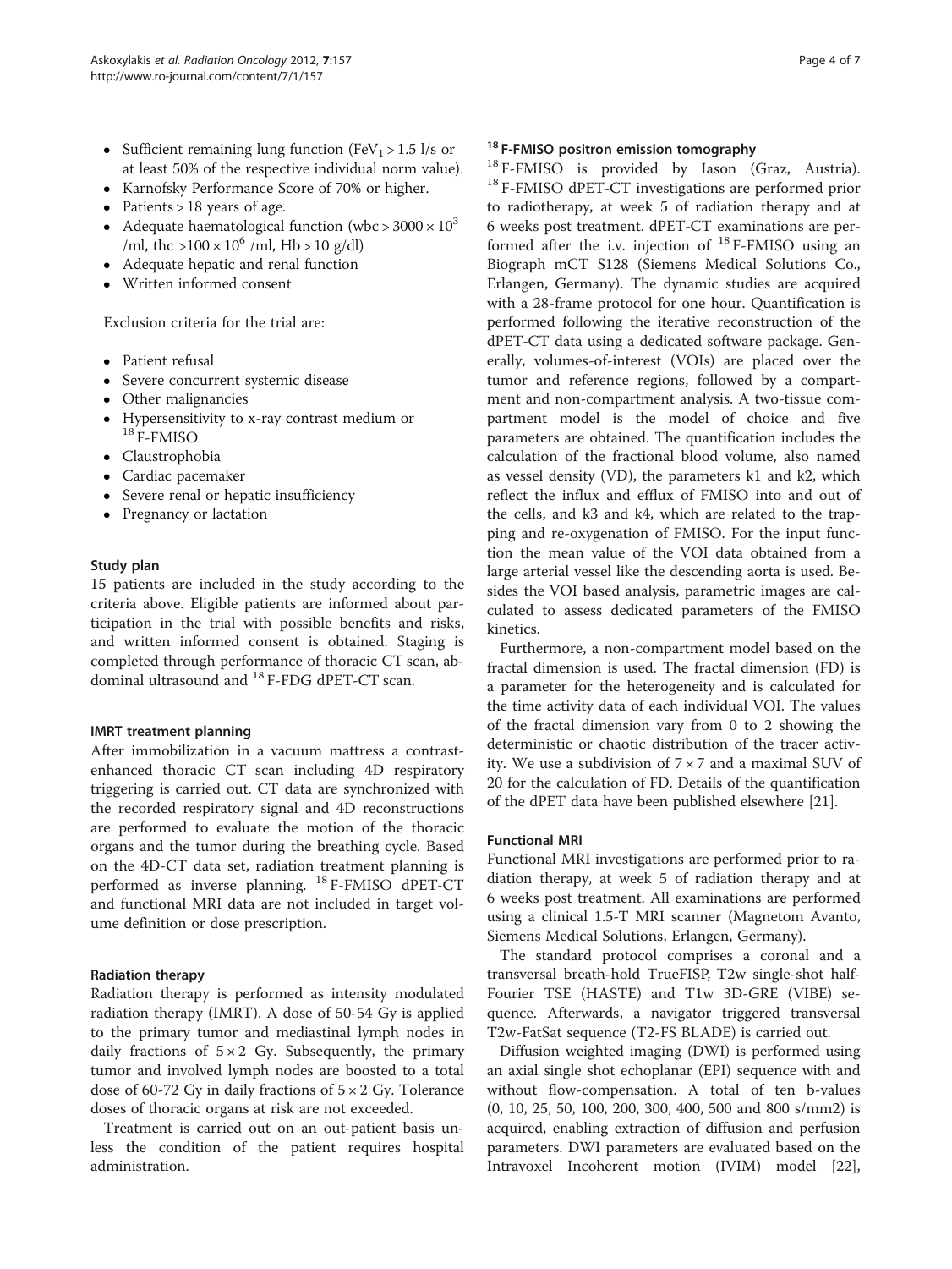- Sufficient remaining lung function ($FeV_1 > 1.5$ l/s or at least 50% of the respective individual norm value).
- Karnofsky Performance Score of 70% or higher.
- Patients > 18 years of age.
- Adequate haematological function (wbc $> 3000 \times 10^3$ /ml, thc $> 100 \times 10^6$ /ml, Hb > 10 g/dl)
- Adequate hepatic and renal function
- Written informed consent

Exclusion criteria for the trial are:

- Patient refusal
- Severe concurrent systemic disease
- Other malignancies
- Hypersensitivity to x-ray contrast medium or $^{18}$F-FMISO
- Claustrophobia
- Cardiac pacemaker
- Severe renal or hepatic insufficiency
- Pregnancy or lactation

### Study plan

15 patients are included in the study according to the criteria above. Eligible patients are informed about participation in the trial with possible benefits and risks, and written informed consent is obtained. Staging is completed through performance of thoracic CT scan, abdominal ultrasound and $^{18}$F-FDG dPET-CT scan.

### IMRT treatment planning

After immobilization in a vacuum mattress a contrast-enhanced thoracic CT scan including 4D respiratory triggering is carried out. CT data are synchronized with the recorded respiratory signal and 4D reconstructions are performed to evaluate the motion of the thoracic organs and the tumor during the breathing cycle. Based on the 4D-CT data set, radiation treatment planning is performed as inverse planning. $^{18}$F-FMISO dPET-CT and functional MRI data are not included in target volume definition or dose prescription.

### Radiation therapy

Radiation therapy is performed as intensity modulated radiation therapy (IMRT). A dose of 50-54 Gy is applied to the primary tumor and mediastinal lymph nodes in daily fractions of $5 \times 2$ Gy. Subsequently, the primary tumor and involved lymph nodes are boosted to a total dose of 60-72 Gy in daily fractions of $5 \times 2$ Gy. Tolerance doses of thoracic organs at risk are not exceeded.

Treatment is carried out on an out-patient basis unless the condition of the patient requires hospital administration.

### $^{18}$F-FMISO positron emission tomography

$^{18}$F-FMISO is provided by Iason (Graz, Austria). $^{18}$F-FMISO dPET-CT investigations are performed prior to radiotherapy, at week 5 of radiation therapy and at 6 weeks post treatment. dPET-CT examinations are performed after the i.v. injection of $^{18}$F-FMISO using an Biograph mCT S128 (Siemens Medical Solutions Co., Erlangen, Germany). The dynamic studies are acquired with a 28-frame protocol for one hour. Quantification is performed following the iterative reconstruction of the dPET-CT data using a dedicated software package. Generally, volumes-of-interest (VOIs) are placed over the tumor and reference regions, followed by a compartment and non-compartment analysis. A two-tissue compartment model is the model of choice and five parameters are obtained. The quantification includes the calculation of the fractional blood volume, also named as vessel density (VD), the parameters k1 and k2, which reflect the influx and efflux of FMISO into and out of the cells, and k3 and k4, which are related to the trapping and re-oxygenation of FMISO. For the input function the mean value of the VOI data obtained from a large arterial vessel like the descending aorta is used. Besides the VOI based analysis, parametric images are calculated to assess dedicated parameters of the FMISO kinetics.

Furthermore, a non-compartment model based on the fractal dimension is used. The fractal dimension (FD) is a parameter for the heterogeneity and is calculated for the time activity data of each individual VOI. The values of the fractal dimension vary from 0 to 2 showing the deterministic or chaotic distribution of the tracer activity. We use a subdivision of $7 \times 7$ and a maximal SUV of 20 for the calculation of FD. Details of the quantification of the dPET data have been published elsewhere [21].

### Functional MRI

Functional MRI investigations are performed prior to radiation therapy, at week 5 of radiation therapy and at 6 weeks post treatment. All examinations are performed using a clinical 1.5-T MRI scanner (Magnetom Avanto, Siemens Medical Solutions, Erlangen, Germany).

The standard protocol comprises a coronal and a transversal breath-hold TrueFISP, T2w single-shot half-Fourier TSE (HASTE) and T1w 3D-GRE (VIBE) sequence. Afterwards, a navigator triggered transversal T2w-FatSat sequence (T2-FS BLADE) is carried out.

Diffusion weighted imaging (DWI) is performed using an axial single shot echoplanar (EPI) sequence with and without flow-compensation. A total of ten b-values (0, 10, 25, 50, 100, 200, 300, 400, 500 and 800 s/mm2) is acquired, enabling extraction of diffusion and perfusion parameters. DWI parameters are evaluated based on the Intravoxel Incoherent motion (IVIM) model [22],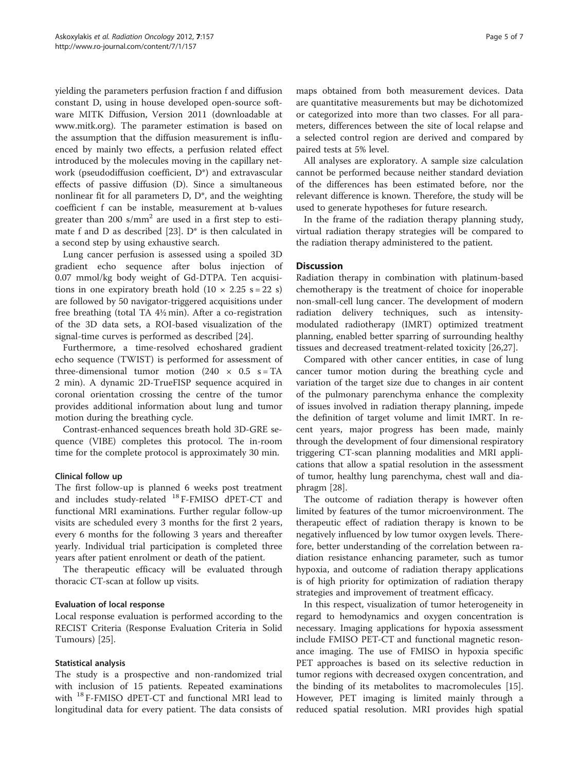yielding the parameters perfusion fraction f and diffusion constant D, using in house developed open-source software MITK Diffusion, Version 2011 (downloadable at www.mitk.org). The parameter estimation is based on the assumption that the diffusion measurement is influenced by mainly two effects, a perfusion related effect introduced by the molecules moving in the capillary network (pseudodiffusion coefficient, D*) and extravascular effects of passive diffusion (D). Since a simultaneous nonlinear fit for all parameters D, D*, and the weighting coefficient f can be instable, measurement at b-values greater than 200 $s/mm^2$ are used in a first step to estimate f and D as described [23]. D* is then calculated in a second step by using exhaustive search.

Lung cancer perfusion is assessed using a spoiled 3D gradient echo sequence after bolus injection of 0.07 mmol/kg body weight of Gd-DTPA. Ten acquisitions in one expiratory breath hold ($10 \times 2.25$ s = 22 s) are followed by 50 navigator-triggered acquisitions under free breathing (total TA 4½ min). After a co-registration of the 3D data sets, a ROI-based visualization of the signal-time curves is performed as described [24].

Furthermore, a time-resolved echoshared gradient echo sequence (TWIST) is performed for assessment of three-dimensional tumor motion ($240 \times 0.5$ s = TA 2 min). A dynamic 2D-TrueFISP sequence acquired in coronal orientation crossing the centre of the tumor provides additional information about lung and tumor motion during the breathing cycle.

Contrast-enhanced sequences breath hold 3D-GRE sequence (VIBE) completes this protocol. The in-room time for the complete protocol is approximately 30 min.

### Clinical follow up

The first follow-up is planned 6 weeks post treatment and includes study-related $^{18}$F-FMISO dPET-CT and functional MRI examinations. Further regular follow-up visits are scheduled every 3 months for the first 2 years, every 6 months for the following 3 years and thereafter yearly. Individual trial participation is completed three years after patient enrolment or death of the patient.

The therapeutic efficacy will be evaluated through thoracic CT-scan at follow up visits.

### Evaluation of local response

Local response evaluation is performed according to the RECIST Criteria (Response Evaluation Criteria in Solid Tumours) [25].

### Statistical analysis

The study is a prospective and non-randomized trial with inclusion of 15 patients. Repeated examinations with $^{18}$F-FMISO dPET-CT and functional MRI lead to longitudinal data for every patient. The data consists of maps obtained from both measurement devices. Data are quantitative measurements but may be dichotomized or categorized into more than two classes. For all parameters, differences between the site of local relapse and a selected control region are derived and compared by paired tests at 5% level.

All analyses are exploratory. A sample size calculation cannot be performed because neither standard deviation of the differences has been estimated before, nor the relevant difference is known. Therefore, the study will be used to generate hypotheses for future research.

In the frame of the radiation therapy planning study, virtual radiation therapy strategies will be compared to the radiation therapy administered to the patient.

## Discussion

Radiation therapy in combination with platinum-based chemotherapy is the treatment of choice for inoperable non-small-cell lung cancer. The development of modern radiation delivery techniques, such as intensity-modulated radiotherapy (IMRT) optimized treatment planning, enabled better sparring of surrounding healthy tissues and decreased treatment-related toxicity [26,27].

Compared with other cancer entities, in case of lung cancer tumor motion during the breathing cycle and variation of the target size due to changes in air content of the pulmonary parenchyma enhance the complexity of issues involved in radiation therapy planning, impede the definition of target volume and limit IMRT. In recent years, major progress has been made, mainly through the development of four dimensional respiratory triggering CT-scan planning modalities and MRI applications that allow a spatial resolution in the assessment of tumor, healthy lung parenchyma, chest wall and diaphragm [28].

The outcome of radiation therapy is however often limited by features of the tumor microenvironment. The therapeutic effect of radiation therapy is known to be negatively influenced by low tumor oxygen levels. Therefore, better understanding of the correlation between radiation resistance enhancing parameter, such as tumor hypoxia, and outcome of radiation therapy applications is of high priority for optimization of radiation therapy strategies and improvement of treatment efficacy.

In this respect, visualization of tumor heterogeneity in regard to hemodynamics and oxygen concentration is necessary. Imaging applications for hypoxia assessment include FMISO PET-CT and functional magnetic resonance imaging. The use of FMISO in hypoxia specific PET approaches is based on its selective reduction in tumor regions with decreased oxygen concentration, and the binding of its metabolites to macromolecules [15]. However, PET imaging is limited mainly through a reduced spatial resolution. MRI provides high spatial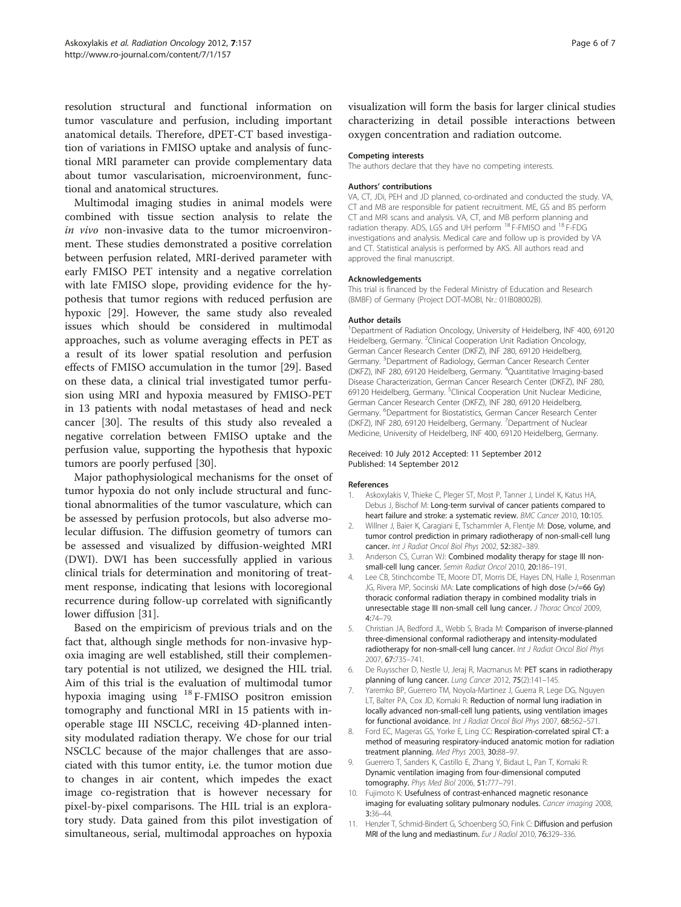resolution structural and functional information on tumor vasculature and perfusion, including important anatomical details. Therefore, dPET-CT based investigation of variations in FMISO uptake and analysis of functional MRI parameter can provide complementary data about tumor vascularisation, microenvironment, functional and anatomical structures.

Multimodal imaging studies in animal models were combined with tissue section analysis to relate the *in vivo* non-invasive data to the tumor microenvironment. These studies demonstrated a positive correlation between perfusion related, MRI-derived parameter with early FMISO PET intensity and a negative correlation with late FMISO slope, providing evidence for the hypothesis that tumor regions with reduced perfusion are hypoxic [29]. However, the same study also revealed issues which should be considered in multimodal approaches, such as volume averaging effects in PET as a result of its lower spatial resolution and perfusion effects of FMISO accumulation in the tumor [29]. Based on these data, a clinical trial investigated tumor perfusion using MRI and hypoxia measured by FMISO-PET in 13 patients with nodal metastases of head and neck cancer [30]. The results of this study also revealed a negative correlation between FMISO uptake and the perfusion value, supporting the hypothesis that hypoxic tumors are poorly perfused [30].

Major pathophysiological mechanisms for the onset of tumor hypoxia do not only include structural and functional abnormalities of the tumor vasculature, which can be assessed by perfusion protocols, but also adverse molecular diffusion. The diffusion geometry of tumors can be assessed and visualized by diffusion-weighted MRI (DWI). DWI has been successfully applied in various clinical trials for determination and monitoring of treatment response, indicating that lesions with locoregional recurrence during follow-up correlated with significantly lower diffusion [31].

Based on the empiricism of previous trials and on the fact that, although single methods for non-invasive hypoxia imaging are well established, still their complementary potential is not utilized, we designed the HIL trial. Aim of this trial is the evaluation of multimodal tumor hypoxia imaging using $^{18}$F-FMISO positron emission tomography and functional MRI in 15 patients with inoperable stage III NSCLC, receiving 4D-planned intensity modulated radiation therapy. We chose for our trial NSCLC because of the major challenges that are associated with this tumor entity, i.e. the tumor motion due to changes in air content, which impedes the exact image co-registration that is however necessary for pixel-by-pixel comparisons. The HIL trial is an exploratory study. Data gained from this pilot investigation of simultaneous, serial, multimodal approaches on hypoxia visualization will form the basis for larger clinical studies characterizing in detail possible interactions between oxygen concentration and radiation outcome.

#### Competing interests
The authors declare that they have no competing interests.

#### Authors' contributions
VA, CT, JDi, PEH and JD planned, co-ordinated and conducted the study. VA, CT and MB are responsible for patient recruitment. ME, GS and BS perform CT and MRI scans and analysis. VA, CT, and MB perform planning and radiation therapy. ADS, LGS and UH perform $^{18}$F-FMISO and $^{18}$F-FDG investigations and analysis. Medical care and follow up is provided by VA and CT. Statistical analysis is performed by AKS. All authors read and approved the final manuscript.

#### Acknowledgements
This trial is financed by the Federal Ministry of Education and Research (BMBF) of Germany (Project DOT-MOBI, Nr.: 01IB08002B).

#### Author details
[1]Department of Radiation Oncology, University of Heidelberg, INF 400, 69120 Heidelberg, Germany. [2]Clinical Cooperation Unit Radiation Oncology, German Cancer Research Center (DKFZ), INF 280, 69120 Heidelberg, Germany. [3]Department of Radiology, German Cancer Research Center (DKFZ), INF 280, 69120 Heidelberg, Germany. [4]Quantitative Imaging-based Disease Characterization, German Cancer Research Center (DKFZ), INF 280, 69120 Heidelberg, Germany. [5]Clinical Cooperation Unit Nuclear Medicine, German Cancer Research Center (DKFZ), INF 280, 69120 Heidelberg, Germany. [6]Department for Biostatistics, German Cancer Research Center (DKFZ), INF 280, 69120 Heidelberg, Germany. [7]Department of Nuclear Medicine, University of Heidelberg, INF 400, 69120 Heidelberg, Germany.

Received: 10 July 2012 Accepted: 11 September 2012
Published: 14 September 2012

#### References
1. Askoxylakis V, Thieke C, Pleger ST, Most P, Tanner J, Lindel K, Katus HA, Debus J, Bischof M: **Long-term survival of cancer patients compared to heart failure and stroke: a systematic review.** *BMC Cancer* 2010, **10:**105.
2. Willner J, Baier K, Caragiani E, Tschammler A, Flentje M: **Dose, volume, and tumor control prediction in primary radiotherapy of non-small-cell lung cancer.** *Int J Radiat Oncol Biol Phys* 2002, **52:**382–389.
3. Anderson CS, Curran WJ: **Combined modality therapy for stage III non-small-cell lung cancer.** *Semin Radiat Oncol* 2010, **20:**186–191.
4. Lee CB, Stinchcombe TE, Moore DT, Morris DE, Hayes DN, Halle J, Rosenman JG, Rivera MP, Socinski MA: **Late complications of high dose (>/=66 Gy) thoracic conformal radiation therapy in combined modality trials in unresectable stage III non-small cell lung cancer.** *J Thorac Oncol* 2009, **4:**74–79.
5. Christian JA, Bedford JL, Webb S, Brada M: **Comparison of inverse-planned three-dimensional conformal radiotherapy and intensity-modulated radiotherapy for non-small-cell lung cancer.** *Int J Radiat Oncol Biol Phys* 2007, **67:**735–741.
6. De Ruysscher D, Nestle U, Jeraj R, Macmanus M: **PET scans in radiotherapy planning of lung cancer.** *Lung Cancer* 2012, **75**(2):141–145.
7. Yaremko BP, Guerrero TM, Noyola-Martinez J, Guerra R, Lege DG, Nguyen LT, Balter PA, Cox JD, Komaki R: **Reduction of normal lung irradiation in locally advanced non-small-cell lung patients, using ventilation images for functional avoidance.** *Int J Radiat Oncol Biol Phys* 2007, **68:**562–571.
8. Ford EC, Mageras GS, Yorke E, Ling CC: **Respiration-correlated spiral CT: a method of measuring respiratory-induced anatomic motion for radiation treatment planning.** *Med Phys* 2003, **30:**88–97.
9. Guerrero T, Sanders K, Castillo E, Zhang Y, Bidaut L, Pan T, Komaki R: **Dynamic ventilation imaging from four-dimensional computed tomography.** *Phys Med Biol* 2006, **51:**777–791.
10. Fujimoto K: **Usefulness of contrast-enhanced magnetic resonance imaging for evaluating solitary pulmonary nodules.** *Cancer imaging* 2008, **3:**36–44.
11. Henzler T, Schmid-Bindert G, Schoenberg SO, Fink C: **Diffusion and perfusion MRI of the lung and mediastinum.** *Eur J Radiol* 2010, **76:**329–336.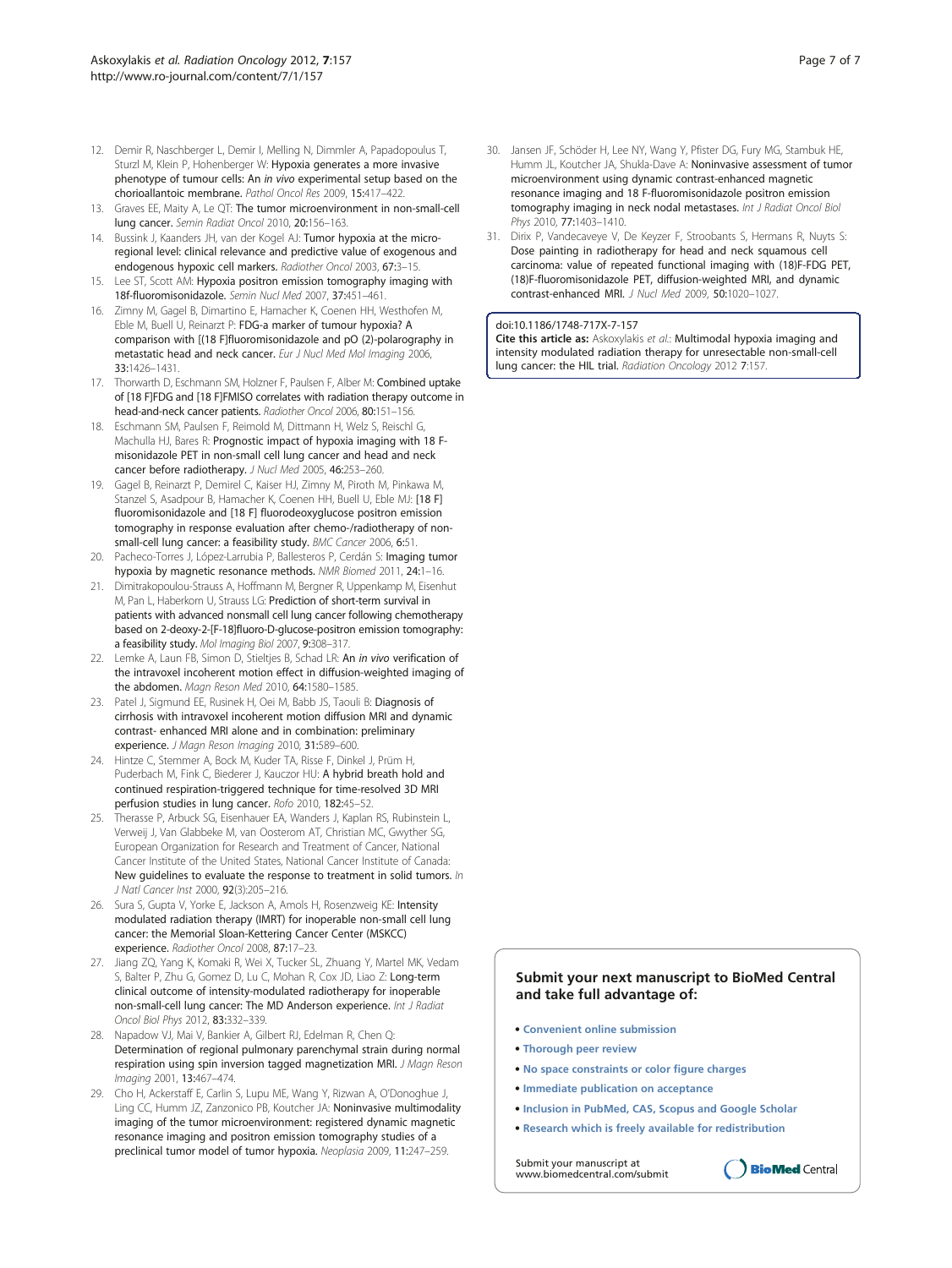12. Demir R, Naschberger L, Demir I, Melling N, Dimmler A, Papadopoulus T, Sturzl M, Klein P, Hohenberger W: **Hypoxia generates a more invasive phenotype of tumour cells: An *in vivo* experimental setup based on the chorioallantoic membrane.** *Pathol Oncol Res* 2009, **15:**417–422.
13. Graves EE, Maity A, Le QT: **The tumor microenvironment in non-small-cell lung cancer.** *Semin Radiat Oncol* 2010, **20:**156–163.
14. Bussink J, Kaanders JH, van der Kogel AJ: **Tumor hypoxia at the micro-regional level: clinical relevance and predictive value of exogenous and endogenous hypoxic cell markers.** *Radiother Oncol* 2003, **67:**3–15.
15. Lee ST, Scott AM: **Hypoxia positron emission tomography imaging with 18f-fluoromisonidazole.** *Semin Nucl Med* 2007, **37:**451–461.
16. Zimny M, Gagel B, Dimartino E, Hamacher K, Coenen HH, Westhofen M, Eble M, Buell U, Reinartz P: **FDG-a marker of tumour hypoxia? A comparison with [(18 F)fluoromisonidazole and pO (2)-polarography in metastatic head and neck cancer.** *Eur J Nucl Med Mol Imaging* 2006, **33:**1426–1431.
17. Thorwarth D, Eschmann SM, Holzner F, Paulsen F, Alber M: **Combined uptake of [18 F]FDG and [18 F]FMISO correlates with radiation therapy outcome in head-and-neck cancer patients.** *Radiother Oncol* 2006, **80:**151–156.
18. Eschmann SM, Paulsen F, Reimold M, Dittmann H, Welz S, Reischl G, Machulla HJ, Bares R: **Prognostic impact of hypoxia imaging with 18 F-misonidazole PET in non-small cell lung cancer and head and neck cancer before radiotherapy.** *J Nucl Med* 2005, **46:**253–260.
19. Gagel B, Reinartz P, Demirel C, Kaiser HJ, Zimny M, Piroth M, Pinkawa M, Stanzel S, Asadpour B, Hamacher K, Coenen HH, Buell U, Eble MJ: **[18 F] fluoromisonidazole and [18 F] fluorodeoxyglucose positron emission tomography in response evaluation after chemo-/radiotherapy of non-small-cell lung cancer: a feasibility study.** *BMC Cancer* 2006, **6:**51.
20. Pacheco-Torres J, López-Larrubia P, Ballesteros P, Cerdán S: **Imaging tumor hypoxia by magnetic resonance methods.** *NMR Biomed* 2011, **24:**1–16.
21. Dimitrakopoulou-Strauss A, Hoffmann M, Bergner R, Uppenkamp M, Eisenhut M, Pan L, Haberkorn U, Strauss LG: **Prediction of short-term survival in patients with advanced nonsmall cell lung cancer following chemotherapy based on 2-deoxy-2-[F-18]fluoro-D-glucose-positron emission tomography: a feasibility study.** *Mol Imaging Biol* 2007, **9:**308–317.
22. Lemke A, Laun FB, Simon D, Stieltjes B, Schad LR: **An *in vivo* verification of the intravoxel incoherent motion effect in diffusion-weighted imaging of the abdomen.** *Magn Reson Med* 2010, **64:**1580–1585.
23. Patel J, Sigmund EE, Rusinek H, Oei M, Babb JS, Taouli B: **Diagnosis of cirrhosis with intravoxel incoherent motion diffusion MRI and dynamic contrast- enhanced MRI alone and in combination: preliminary experience.** *J Magn Reson Imaging* 2010, **31:**589–600.
24. Hintze C, Stemmer A, Bock M, Kuder TA, Risse F, Dinkel J, Prüm H, Puderbach M, Fink C, Biederer J, Kauczor HU: **A hybrid breath hold and continued respiration-triggered technique for time-resolved 3D MRI perfusion studies in lung cancer.** *Rofo* 2010, **182:**45–52.
25. Therasse P, Arbuck SG, Eisenhauer EA, Wanders J, Kaplan RS, Rubinstein L, Verweij J, Van Glabbeke M, van Oosterom AT, Christian MC, Gwyther SG, European Organization for Research and Treatment of Cancer, National Cancer Institute of the United States, National Cancer Institute of Canada: **New guidelines to evaluate the response to treatment in solid tumors.** *In J Natl Cancer Inst* 2000, **92**(3):205–216.
26. Sura S, Gupta V, Yorke E, Jackson A, Amols H, Rosenzweig KE: **Intensity modulated radiation therapy (IMRT) for inoperable non-small cell lung cancer: the Memorial Sloan-Kettering Cancer Center (MSKCC) experience.** *Radiother Oncol* 2008, **87:**17–23.
27. Jiang ZQ, Yang K, Komaki R, Wei X, Tucker SL, Zhuang Y, Martel MK, Vedam S, Balter P, Zhu G, Gomez D, Lu C, Mohan R, Cox JD, Liao Z: **Long-term clinical outcome of intensity-modulated radiotherapy for inoperable non-small-cell lung cancer: The MD Anderson experience.** *Int J Radiat Oncol Biol Phys* 2012, **83:**332–339.
28. Napadow VJ, Mai V, Bankier A, Gilbert RJ, Edelman R, Chen Q: **Determination of regional pulmonary parenchymal strain during normal respiration using spin inversion tagged magnetization MRI.** *J Magn Reson Imaging* 2001, **13:**467–474.
29. Cho H, Ackerstaff E, Carlin S, Lupu ME, Wang Y, Rizwan A, O'Donoghue J, Ling CC, Humm JZ, Zanzonico PB, Koutcher JA: **Noninvasive multimodality imaging of the tumor microenvironment: registered dynamic magnetic resonance imaging and positron emission tomography studies of a preclinical tumor model of tumor hypoxia.** *Neoplasia* 2009, **11:**247–259.
30. Jansen JF, Schöder H, Lee NY, Wang Y, Pfister DG, Fury MG, Stambuk HE, Humm JL, Koutcher JA, Shukla-Dave A: **Noninvasive assessment of tumor microenvironment using dynamic contrast-enhanced magnetic resonance imaging and 18 F-fluoromisonidazole positron emission tomography imaging in neck nodal metastases.** *Int J Radiat Oncol Biol Phys* 2010, **77:**1403–1410.
31. Dirix P, Vandecaveye V, De Keyzer F, Stroobants S, Hermans R, Nuyts S: **Dose painting in radiotherapy for head and neck squamous cell carcinoma: value of repeated functional imaging with (18)F-FDG PET, (18)F-fluoromisonidazole PET, diffusion-weighted MRI, and dynamic contrast-enhanced MRI.** *J Nucl Med* 2009, **50:**1020–1027.

doi:10.1186/1748-717X-7-157

**Cite this article as:** Askoxylakis *et al.*: Multimodal hypoxia imaging and intensity modulated radiation therapy for unresectable non-small-cell lung cancer: the HIL trial. *Radiation Oncology* 2012 **7**:157.

**Submit your next manuscript to BioMed Central and take full advantage of:**

- **Convenient online submission**
- **Thorough peer review**
- **No space constraints or color figure charges**
- **Immediate publication on acceptance**
- **Inclusion in PubMed, CAS, Scopus and Google Scholar**
- **Research which is freely available for redistribution**

Submit your manuscript at www.biomedcentral.com/submit

BioMed Central